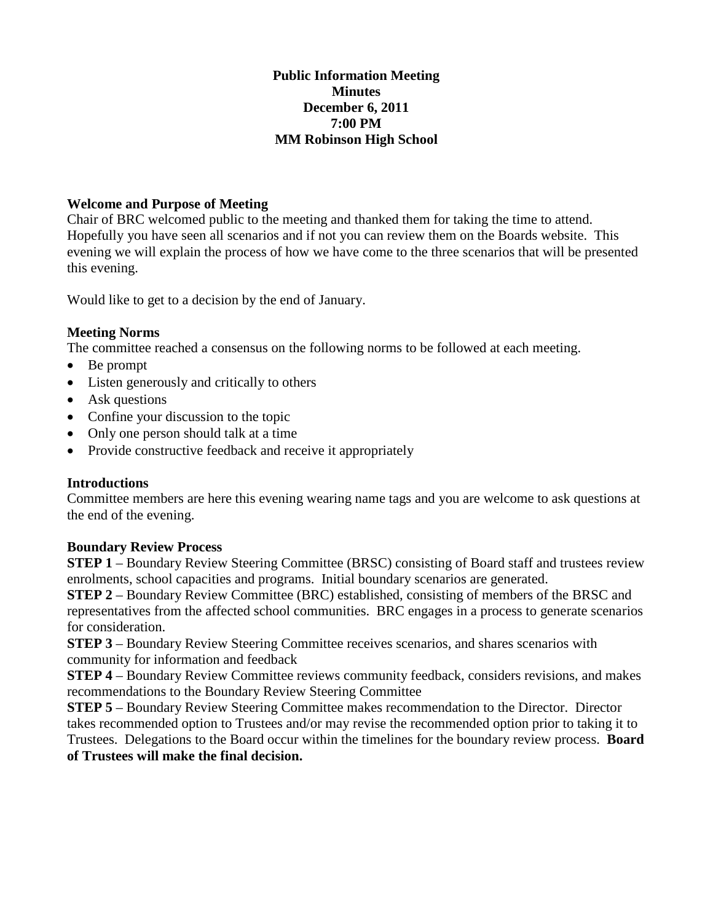**Public Information Meeting**
**Minutes**
**December 6, 2011**
**7:00 PM**
**MM Robinson High School**

### Welcome and Purpose of Meeting

Chair of BRC welcomed public to the meeting and thanked them for taking the time to attend. Hopefully you have seen all scenarios and if not you can review them on the Boards website. This evening we will explain the process of how we have come to the three scenarios that will be presented this evening.

Would like to get to a decision by the end of January.

### Meeting Norms

The committee reached a consensus on the following norms to be followed at each meeting.

- Be prompt
- Listen generously and critically to others
- Ask questions
- Confine your discussion to the topic
- Only one person should talk at a time
- Provide constructive feedback and receive it appropriately

### Introductions

Committee members are here this evening wearing name tags and you are welcome to ask questions at the end of the evening.

### Boundary Review Process

**STEP 1** – Boundary Review Steering Committee (BRSC) consisting of Board staff and trustees review enrolments, school capacities and programs. Initial boundary scenarios are generated.

**STEP 2** – Boundary Review Committee (BRC) established, consisting of members of the BRSC and representatives from the affected school communities. BRC engages in a process to generate scenarios for consideration.

**STEP 3** – Boundary Review Steering Committee receives scenarios, and shares scenarios with community for information and feedback

**STEP 4** – Boundary Review Committee reviews community feedback, considers revisions, and makes recommendations to the Boundary Review Steering Committee

**STEP 5** – Boundary Review Steering Committee makes recommendation to the Director. Director takes recommended option to Trustees and/or may revise the recommended option prior to taking it to Trustees. Delegations to the Board occur within the timelines for the boundary review process. **Board of Trustees will make the final decision.**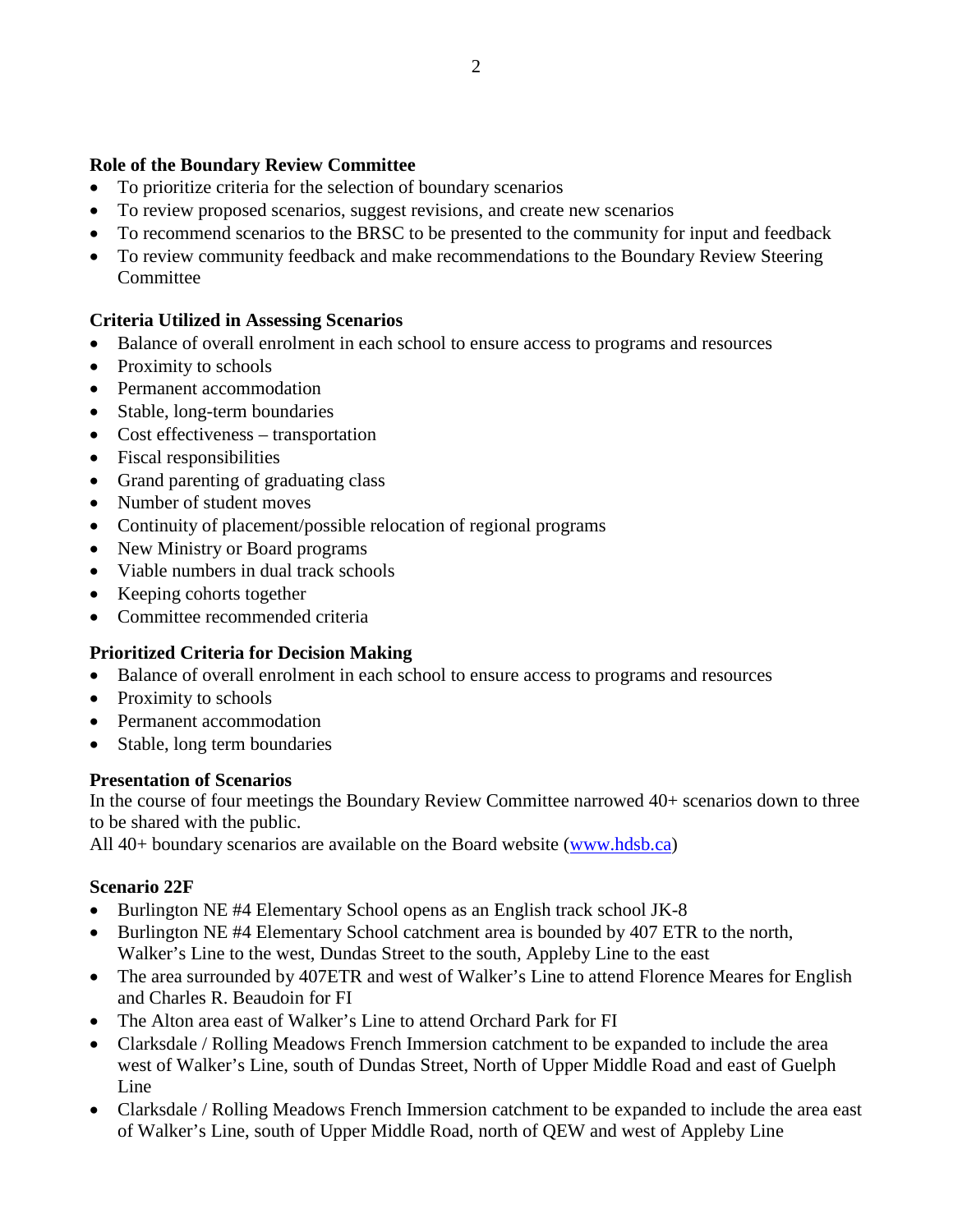### Role of the Boundary Review Committee

- To prioritize criteria for the selection of boundary scenarios
- To review proposed scenarios, suggest revisions, and create new scenarios
- To recommend scenarios to the BRSC to be presented to the community for input and feedback
- To review community feedback and make recommendations to the Boundary Review Steering Committee

### Criteria Utilized in Assessing Scenarios

- Balance of overall enrolment in each school to ensure access to programs and resources
- Proximity to schools
- Permanent accommodation
- Stable, long-term boundaries
- Cost effectiveness – transportation
- Fiscal responsibilities
- Grand parenting of graduating class
- Number of student moves
- Continuity of placement/possible relocation of regional programs
- New Ministry or Board programs
- Viable numbers in dual track schools
- Keeping cohorts together
- Committee recommended criteria

### Prioritized Criteria for Decision Making

- Balance of overall enrolment in each school to ensure access to programs and resources
- Proximity to schools
- Permanent accommodation
- Stable, long term boundaries

### Presentation of Scenarios

In the course of four meetings the Boundary Review Committee narrowed 40+ scenarios down to three to be shared with the public.
All 40+ boundary scenarios are available on the Board website ([www.hdsb.ca](www.hdsb.ca))

### Scenario 22F

- Burlington NE #4 Elementary School opens as an English track school JK-8
- Burlington NE #4 Elementary School catchment area is bounded by 407 ETR to the north, Walker's Line to the west, Dundas Street to the south, Appleby Line to the east
- The area surrounded by 407ETR and west of Walker's Line to attend Florence Meares for English and Charles R. Beaudoin for FI
- The Alton area east of Walker's Line to attend Orchard Park for FI
- Clarksdale / Rolling Meadows French Immersion catchment to be expanded to include the area west of Walker's Line, south of Dundas Street, North of Upper Middle Road and east of Guelph Line
- Clarksdale / Rolling Meadows French Immersion catchment to be expanded to include the area east of Walker's Line, south of Upper Middle Road, north of QEW and west of Appleby Line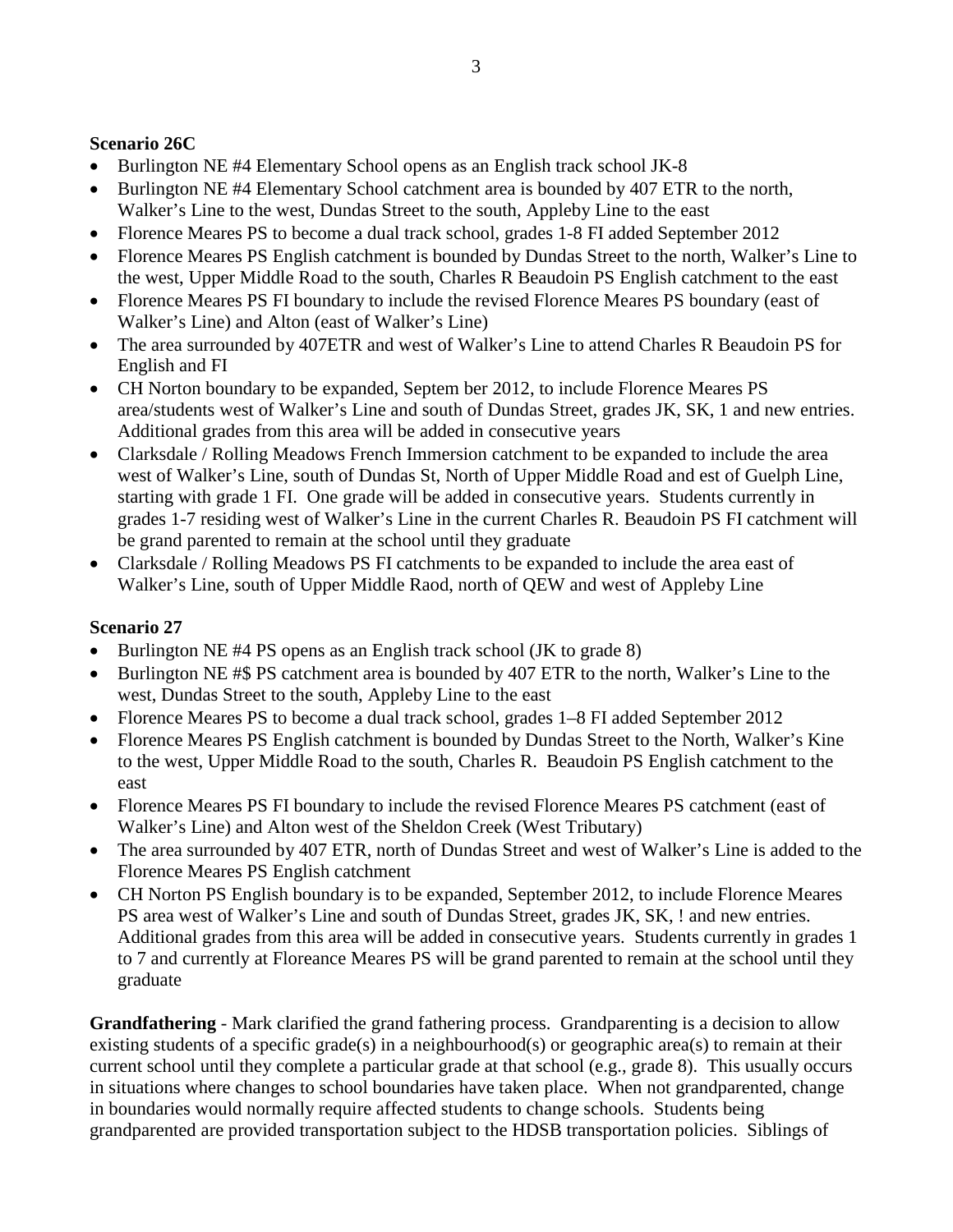**Scenario 26C**

- Burlington NE #4 Elementary School opens as an English track school JK-8
- Burlington NE #4 Elementary School catchment area is bounded by 407 ETR to the north, Walker's Line to the west, Dundas Street to the south, Appleby Line to the east
- Florence Meares PS to become a dual track school, grades 1-8 FI added September 2012
- Florence Meares PS English catchment is bounded by Dundas Street to the north, Walker's Line to the west, Upper Middle Road to the south, Charles R Beaudoin PS English catchment to the east
- Florence Meares PS FI boundary to include the revised Florence Meares PS boundary (east of Walker's Line) and Alton (east of Walker's Line)
- The area surrounded by 407ETR and west of Walker's Line to attend Charles R Beaudoin PS for English and FI
- CH Norton boundary to be expanded, Septem ber 2012, to include Florence Meares PS area/students west of Walker's Line and south of Dundas Street, grades JK, SK, 1 and new entries. Additional grades from this area will be added in consecutive years
- Clarksdale / Rolling Meadows French Immersion catchment to be expanded to include the area west of Walker's Line, south of Dundas St, North of Upper Middle Road and est of Guelph Line, starting with grade 1 FI. One grade will be added in consecutive years. Students currently in grades 1-7 residing west of Walker's Line in the current Charles R. Beaudoin PS FI catchment will be grand parented to remain at the school until they graduate
- Clarksdale / Rolling Meadows PS FI catchments to be expanded to include the area east of Walker's Line, south of Upper Middle Raod, north of QEW and west of Appleby Line

**Scenario 27**

- Burlington NE #4 PS opens as an English track school (JK to grade 8)
- Burlington NE #$ PS catchment area is bounded by 407 ETR to the north, Walker's Line to the west, Dundas Street to the south, Appleby Line to the east
- Florence Meares PS to become a dual track school, grades 1–8 FI added September 2012
- Florence Meares PS English catchment is bounded by Dundas Street to the North, Walker's Kine to the west, Upper Middle Road to the south, Charles R. Beaudoin PS English catchment to the east
- Florence Meares PS FI boundary to include the revised Florence Meares PS catchment (east of Walker's Line) and Alton west of the Sheldon Creek (West Tributary)
- The area surrounded by 407 ETR, north of Dundas Street and west of Walker's Line is added to the Florence Meares PS English catchment
- CH Norton PS English boundary is to be expanded, September 2012, to include Florence Meares PS area west of Walker's Line and south of Dundas Street, grades JK, SK, ! and new entries. Additional grades from this area will be added in consecutive years. Students currently in grades 1 to 7 and currently at Floreance Meares PS will be grand parented to remain at the school until they graduate

**Grandfathering** - Mark clarified the grand fathering process. Grandparenting is a decision to allow existing students of a specific grade(s) in a neighbourhood(s) or geographic area(s) to remain at their current school until they complete a particular grade at that school (e.g., grade 8). This usually occurs in situations where changes to school boundaries have taken place. When not grandparented, change in boundaries would normally require affected students to change schools. Students being grandparented are provided transportation subject to the HDSB transportation policies. Siblings of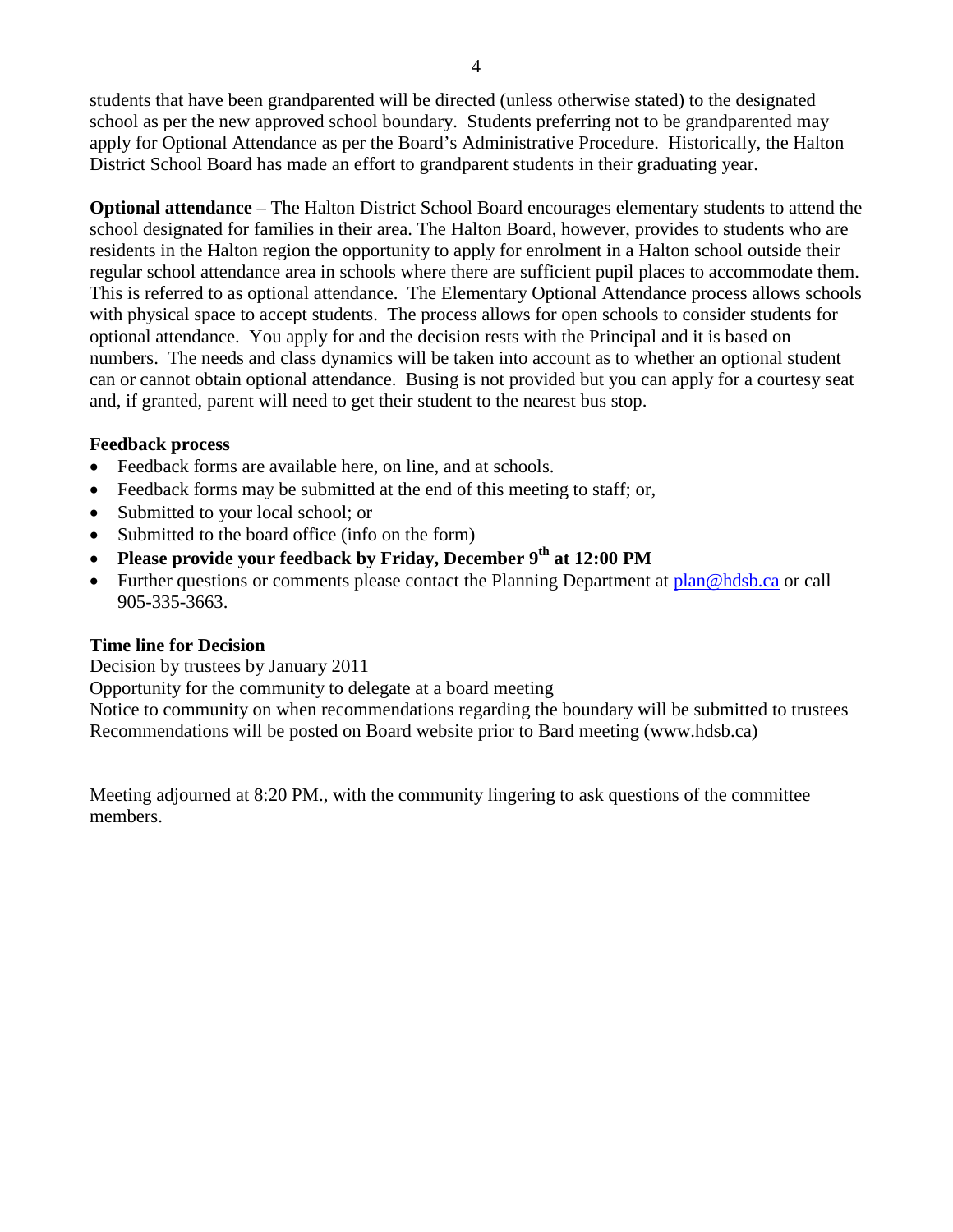students that have been grandparented will be directed (unless otherwise stated) to the designated school as per the new approved school boundary. Students preferring not to be grandparented may apply for Optional Attendance as per the Board's Administrative Procedure. Historically, the Halton District School Board has made an effort to grandparent students in their graduating year.

**Optional attendance** – The Halton District School Board encourages elementary students to attend the school designated for families in their area. The Halton Board, however, provides to students who are residents in the Halton region the opportunity to apply for enrolment in a Halton school outside their regular school attendance area in schools where there are sufficient pupil places to accommodate them. This is referred to as optional attendance. The Elementary Optional Attendance process allows schools with physical space to accept students. The process allows for open schools to consider students for optional attendance. You apply for and the decision rests with the Principal and it is based on numbers. The needs and class dynamics will be taken into account as to whether an optional student can or cannot obtain optional attendance. Busing is not provided but you can apply for a courtesy seat and, if granted, parent will need to get their student to the nearest bus stop.

**Feedback process**

- Feedback forms are available here, on line, and at schools.
- Feedback forms may be submitted at the end of this meeting to staff; or,
- Submitted to your local school; or
- Submitted to the board office (info on the form)
- **Please provide your feedback by Friday, December 9th at 12:00 PM**
- Further questions or comments please contact the Planning Department at plan@hdsb.ca or call 905-335-3663.

**Time line for Decision**

Decision by trustees by January 2011
Opportunity for the community to delegate at a board meeting
Notice to community on when recommendations regarding the boundary will be submitted to trustees
Recommendations will be posted on Board website prior to Bard meeting (www.hdsb.ca)

Meeting adjourned at 8:20 PM., with the community lingering to ask questions of the committee members.